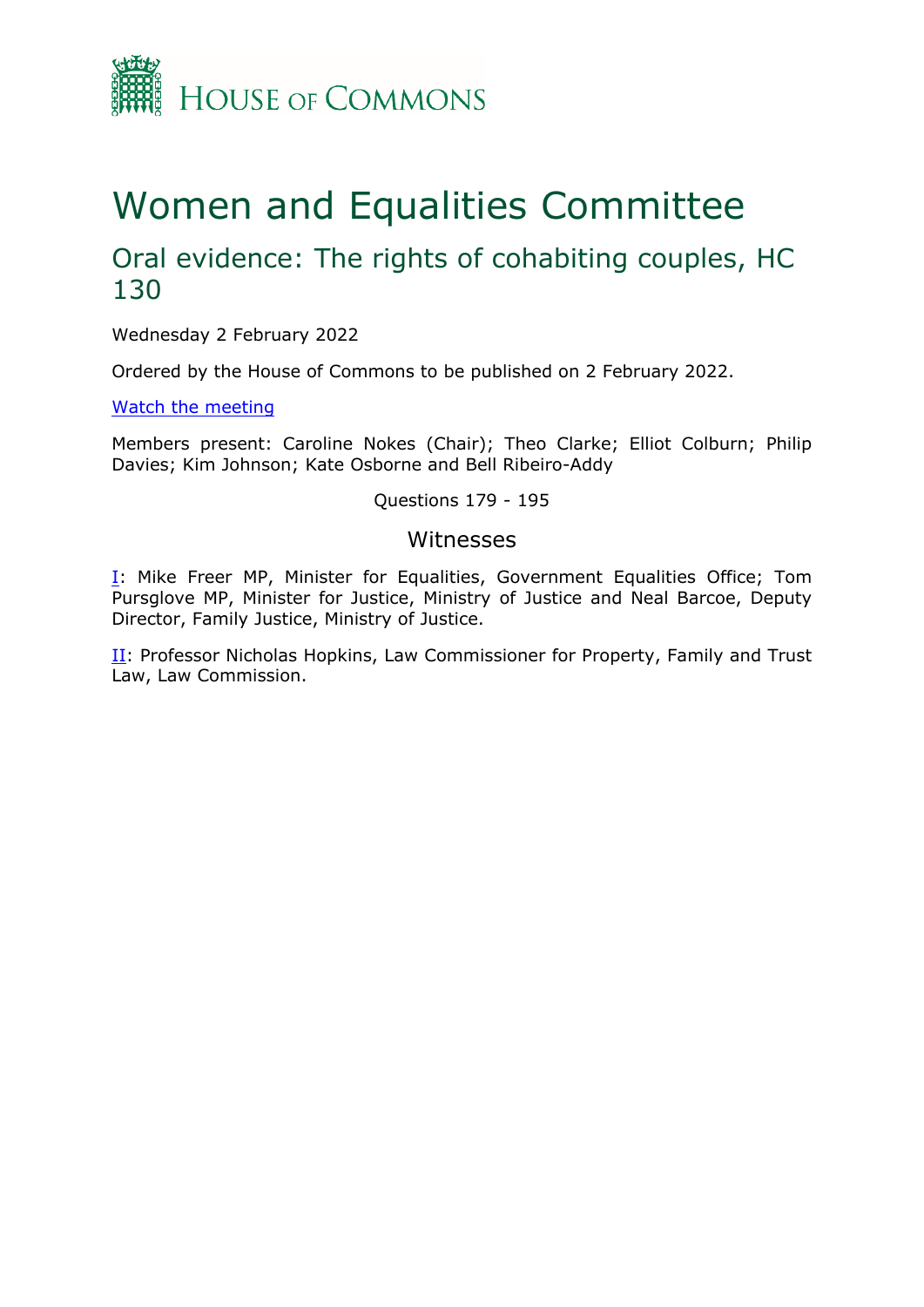House of Commons

# Women and Equalities Committee

## Oral evidence: The rights of cohabiting couples, HC 130

Wednesday 2 February 2022

Ordered by the House of Commons to be published on 2 February 2022.

[Watch the meeting](#)

Members present: Caroline Nokes (Chair); Theo Clarke; Elliot Colburn; Philip Davies; Kim Johnson; Kate Osborne and Bell Ribeiro-Addy

Questions 179 - 195

### Witnesses

[I](#): Mike Freer MP, Minister for Equalities, Government Equalities Office; Tom Pursglove MP, Minister for Justice, Ministry of Justice and Neal Barcoe, Deputy Director, Family Justice, Ministry of Justice.

[II](#): Professor Nicholas Hopkins, Law Commissioner for Property, Family and Trust Law, Law Commission.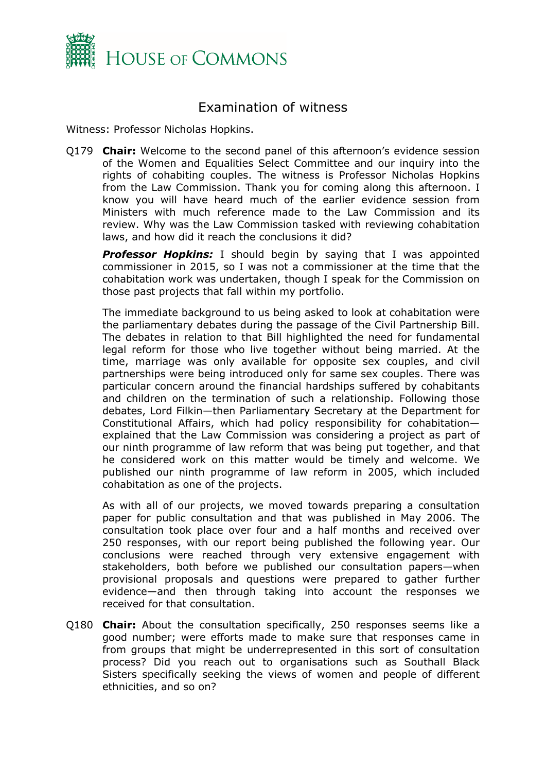# Examination of witness

Witness: Professor Nicholas Hopkins.

Q179 **Chair:** Welcome to the second panel of this afternoon's evidence session of the Women and Equalities Select Committee and our inquiry into the rights of cohabiting couples. The witness is Professor Nicholas Hopkins from the Law Commission. Thank you for coming along this afternoon. I know you will have heard much of the earlier evidence session from Ministers with much reference made to the Law Commission and its review. Why was the Law Commission tasked with reviewing cohabitation laws, and how did it reach the conclusions it did?

***Professor Hopkins:*** I should begin by saying that I was appointed commissioner in 2015, so I was not a commissioner at the time that the cohabitation work was undertaken, though I speak for the Commission on those past projects that fall within my portfolio.

The immediate background to us being asked to look at cohabitation were the parliamentary debates during the passage of the Civil Partnership Bill. The debates in relation to that Bill highlighted the need for fundamental legal reform for those who live together without being married. At the time, marriage was only available for opposite sex couples, and civil partnerships were being introduced only for same sex couples. There was particular concern around the financial hardships suffered by cohabitants and children on the termination of such a relationship. Following those debates, Lord Filkin—then Parliamentary Secretary at the Department for Constitutional Affairs, which had policy responsibility for cohabitation—explained that the Law Commission was considering a project as part of our ninth programme of law reform that was being put together, and that he considered work on this matter would be timely and welcome. We published our ninth programme of law reform in 2005, which included cohabitation as one of the projects.

As with all of our projects, we moved towards preparing a consultation paper for public consultation and that was published in May 2006. The consultation took place over four and a half months and received over 250 responses, with our report being published the following year. Our conclusions were reached through very extensive engagement with stakeholders, both before we published our consultation papers—when provisional proposals and questions were prepared to gather further evidence—and then through taking into account the responses we received for that consultation.

Q180 **Chair:** About the consultation specifically, 250 responses seems like a good number; were efforts made to make sure that responses came in from groups that might be underrepresented in this sort of consultation process? Did you reach out to organisations such as Southall Black Sisters specifically seeking the views of women and people of different ethnicities, and so on?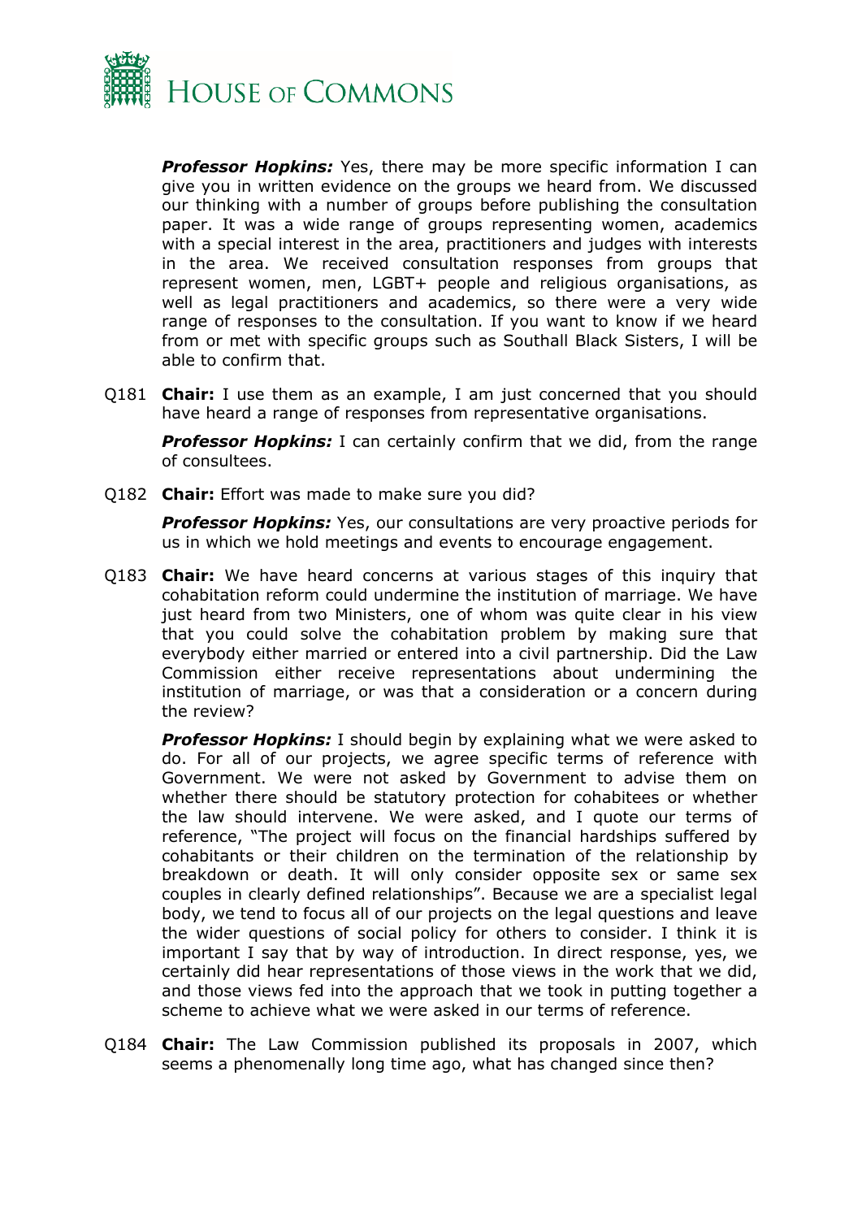***Professor Hopkins:*** Yes, there may be more specific information I can give you in written evidence on the groups we heard from. We discussed our thinking with a number of groups before publishing the consultation paper. It was a wide range of groups representing women, academics with a special interest in the area, practitioners and judges with interests in the area. We received consultation responses from groups that represent women, men, LGBT+ people and religious organisations, as well as legal practitioners and academics, so there were a very wide range of responses to the consultation. If you want to know if we heard from or met with specific groups such as Southall Black Sisters, I will be able to confirm that.

Q181 **Chair:** I use them as an example, I am just concerned that you should have heard a range of responses from representative organisations.

***Professor Hopkins:*** I can certainly confirm that we did, from the range of consultees.

Q182 **Chair:** Effort was made to make sure you did?

***Professor Hopkins:*** Yes, our consultations are very proactive periods for us in which we hold meetings and events to encourage engagement.

Q183 **Chair:** We have heard concerns at various stages of this inquiry that cohabitation reform could undermine the institution of marriage. We have just heard from two Ministers, one of whom was quite clear in his view that you could solve the cohabitation problem by making sure that everybody either married or entered into a civil partnership. Did the Law Commission either receive representations about undermining the institution of marriage, or was that a consideration or a concern during the review?

***Professor Hopkins:*** I should begin by explaining what we were asked to do. For all of our projects, we agree specific terms of reference with Government. We were not asked by Government to advise them on whether there should be statutory protection for cohabitees or whether the law should intervene. We were asked, and I quote our terms of reference, "The project will focus on the financial hardships suffered by cohabitants or their children on the termination of the relationship by breakdown or death. It will only consider opposite sex or same sex couples in clearly defined relationships". Because we are a specialist legal body, we tend to focus all of our projects on the legal questions and leave the wider questions of social policy for others to consider. I think it is important I say that by way of introduction. In direct response, yes, we certainly did hear representations of those views in the work that we did, and those views fed into the approach that we took in putting together a scheme to achieve what we were asked in our terms of reference.

Q184 **Chair:** The Law Commission published its proposals in 2007, which seems a phenomenally long time ago, what has changed since then?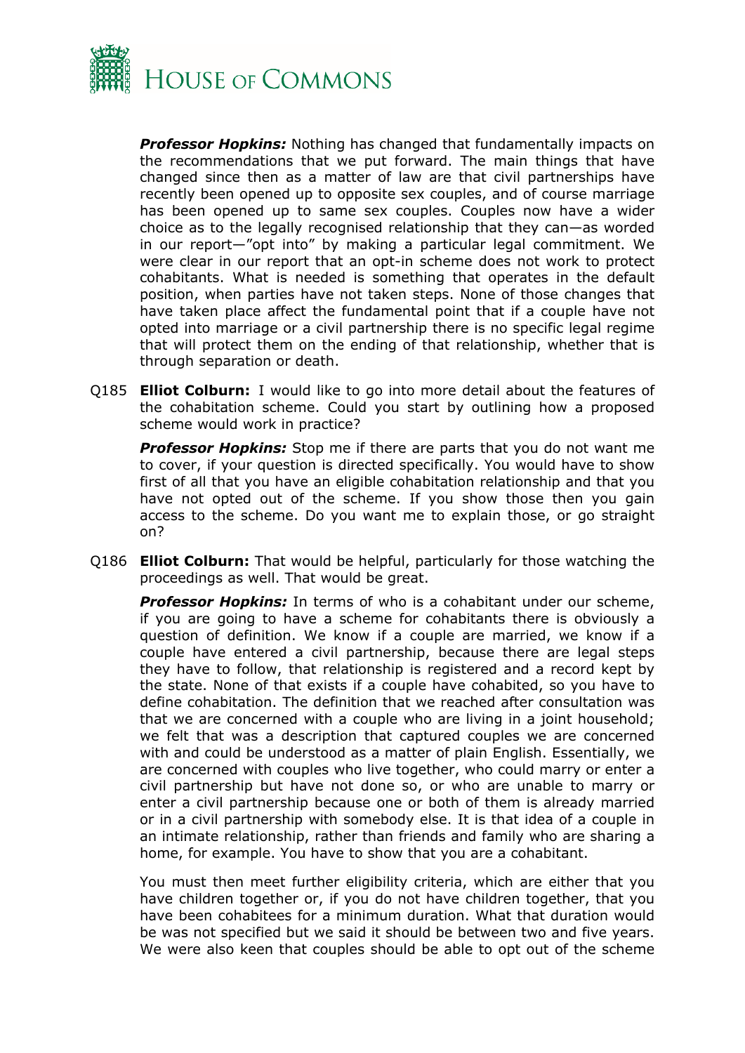***Professor Hopkins:*** Nothing has changed that fundamentally impacts on the recommendations that we put forward. The main things that have changed since then as a matter of law are that civil partnerships have recently been opened up to opposite sex couples, and of course marriage has been opened up to same sex couples. Couples now have a wider choice as to the legally recognised relationship that they can—as worded in our report—"opt into" by making a particular legal commitment. We were clear in our report that an opt-in scheme does not work to protect cohabitants. What is needed is something that operates in the default position, when parties have not taken steps. None of those changes that have taken place affect the fundamental point that if a couple have not opted into marriage or a civil partnership there is no specific legal regime that will protect them on the ending of that relationship, whether that is through separation or death.

Q185 **Elliot Colburn:** I would like to go into more detail about the features of the cohabitation scheme. Could you start by outlining how a proposed scheme would work in practice?

***Professor Hopkins:*** Stop me if there are parts that you do not want me to cover, if your question is directed specifically. You would have to show first of all that you have an eligible cohabitation relationship and that you have not opted out of the scheme. If you show those then you gain access to the scheme. Do you want me to explain those, or go straight on?

Q186 **Elliot Colburn:** That would be helpful, particularly for those watching the proceedings as well. That would be great.

***Professor Hopkins:*** In terms of who is a cohabitant under our scheme, if you are going to have a scheme for cohabitants there is obviously a question of definition. We know if a couple are married, we know if a couple have entered a civil partnership, because there are legal steps they have to follow, that relationship is registered and a record kept by the state. None of that exists if a couple have cohabited, so you have to define cohabitation. The definition that we reached after consultation was that we are concerned with a couple who are living in a joint household; we felt that was a description that captured couples we are concerned with and could be understood as a matter of plain English. Essentially, we are concerned with couples who live together, who could marry or enter a civil partnership but have not done so, or who are unable to marry or enter a civil partnership because one or both of them is already married or in a civil partnership with somebody else. It is that idea of a couple in an intimate relationship, rather than friends and family who are sharing a home, for example. You have to show that you are a cohabitant.

You must then meet further eligibility criteria, which are either that you have children together or, if you do not have children together, that you have been cohabitees for a minimum duration. What that duration would be was not specified but we said it should be between two and five years. We were also keen that couples should be able to opt out of the scheme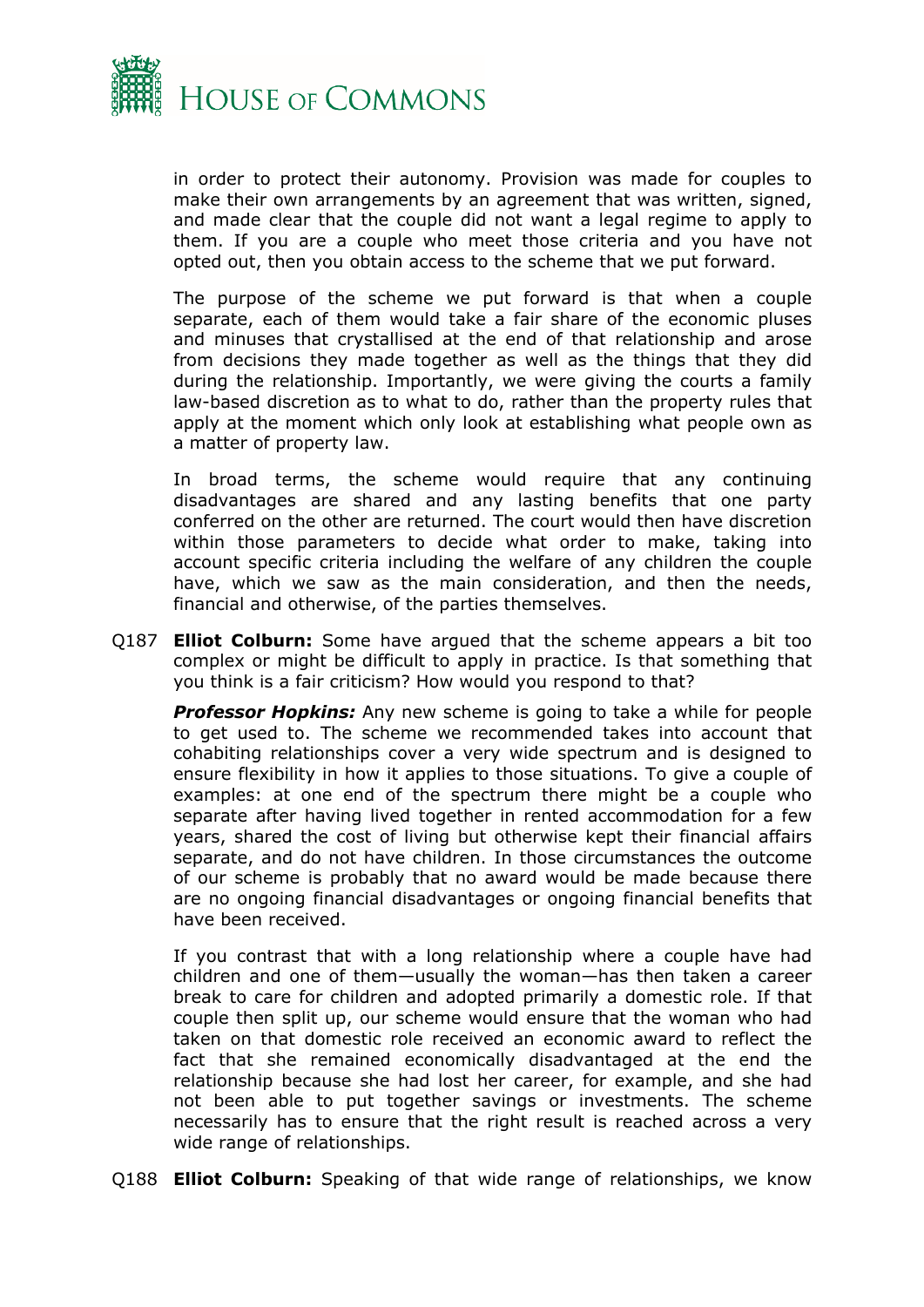in order to protect their autonomy. Provision was made for couples to make their own arrangements by an agreement that was written, signed, and made clear that the couple did not want a legal regime to apply to them. If you are a couple who meet those criteria and you have not opted out, then you obtain access to the scheme that we put forward.

The purpose of the scheme we put forward is that when a couple separate, each of them would take a fair share of the economic pluses and minuses that crystallised at the end of that relationship and arose from decisions they made together as well as the things that they did during the relationship. Importantly, we were giving the courts a family law-based discretion as to what to do, rather than the property rules that apply at the moment which only look at establishing what people own as a matter of property law.

In broad terms, the scheme would require that any continuing disadvantages are shared and any lasting benefits that one party conferred on the other are returned. The court would then have discretion within those parameters to decide what order to make, taking into account specific criteria including the welfare of any children the couple have, which we saw as the main consideration, and then the needs, financial and otherwise, of the parties themselves.

Q187 **Elliot Colburn:** Some have argued that the scheme appears a bit too complex or might be difficult to apply in practice. Is that something that you think is a fair criticism? How would you respond to that?

***Professor Hopkins:*** Any new scheme is going to take a while for people to get used to. The scheme we recommended takes into account that cohabiting relationships cover a very wide spectrum and is designed to ensure flexibility in how it applies to those situations. To give a couple of examples: at one end of the spectrum there might be a couple who separate after having lived together in rented accommodation for a few years, shared the cost of living but otherwise kept their financial affairs separate, and do not have children. In those circumstances the outcome of our scheme is probably that no award would be made because there are no ongoing financial disadvantages or ongoing financial benefits that have been received.

If you contrast that with a long relationship where a couple have had children and one of them—usually the woman—has then taken a career break to care for children and adopted primarily a domestic role. If that couple then split up, our scheme would ensure that the woman who had taken on that domestic role received an economic award to reflect the fact that she remained economically disadvantaged at the end the relationship because she had lost her career, for example, and she had not been able to put together savings or investments. The scheme necessarily has to ensure that the right result is reached across a very wide range of relationships.

Q188 **Elliot Colburn:** Speaking of that wide range of relationships, we know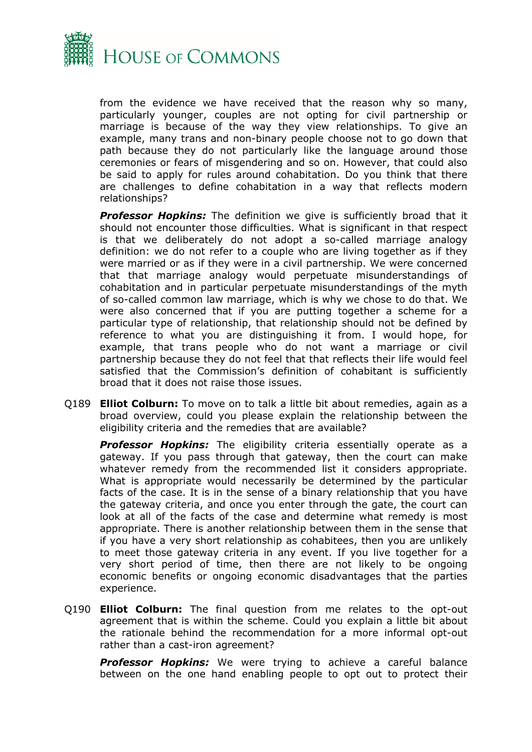from the evidence we have received that the reason why so many, particularly younger, couples are not opting for civil partnership or marriage is because of the way they view relationships. To give an example, many trans and non-binary people choose not to go down that path because they do not particularly like the language around those ceremonies or fears of misgendering and so on. However, that could also be said to apply for rules around cohabitation. Do you think that there are challenges to define cohabitation in a way that reflects modern relationships?

***Professor Hopkins:*** The definition we give is sufficiently broad that it should not encounter those difficulties. What is significant in that respect is that we deliberately do not adopt a so-called marriage analogy definition: we do not refer to a couple who are living together as if they were married or as if they were in a civil partnership. We were concerned that that marriage analogy would perpetuate misunderstandings of cohabitation and in particular perpetuate misunderstandings of the myth of so-called common law marriage, which is why we chose to do that. We were also concerned that if you are putting together a scheme for a particular type of relationship, that relationship should not be defined by reference to what you are distinguishing it from. I would hope, for example, that trans people who do not want a marriage or civil partnership because they do not feel that that reflects their life would feel satisfied that the Commission's definition of cohabitant is sufficiently broad that it does not raise those issues.

Q189 **Elliot Colburn:** To move on to talk a little bit about remedies, again as a broad overview, could you please explain the relationship between the eligibility criteria and the remedies that are available?

***Professor Hopkins:*** The eligibility criteria essentially operate as a gateway. If you pass through that gateway, then the court can make whatever remedy from the recommended list it considers appropriate. What is appropriate would necessarily be determined by the particular facts of the case. It is in the sense of a binary relationship that you have the gateway criteria, and once you enter through the gate, the court can look at all of the facts of the case and determine what remedy is most appropriate. There is another relationship between them in the sense that if you have a very short relationship as cohabitees, then you are unlikely to meet those gateway criteria in any event. If you live together for a very short period of time, then there are not likely to be ongoing economic benefits or ongoing economic disadvantages that the parties experience.

Q190 **Elliot Colburn:** The final question from me relates to the opt-out agreement that is within the scheme. Could you explain a little bit about the rationale behind the recommendation for a more informal opt-out rather than a cast-iron agreement?

***Professor Hopkins:*** We were trying to achieve a careful balance between on the one hand enabling people to opt out to protect their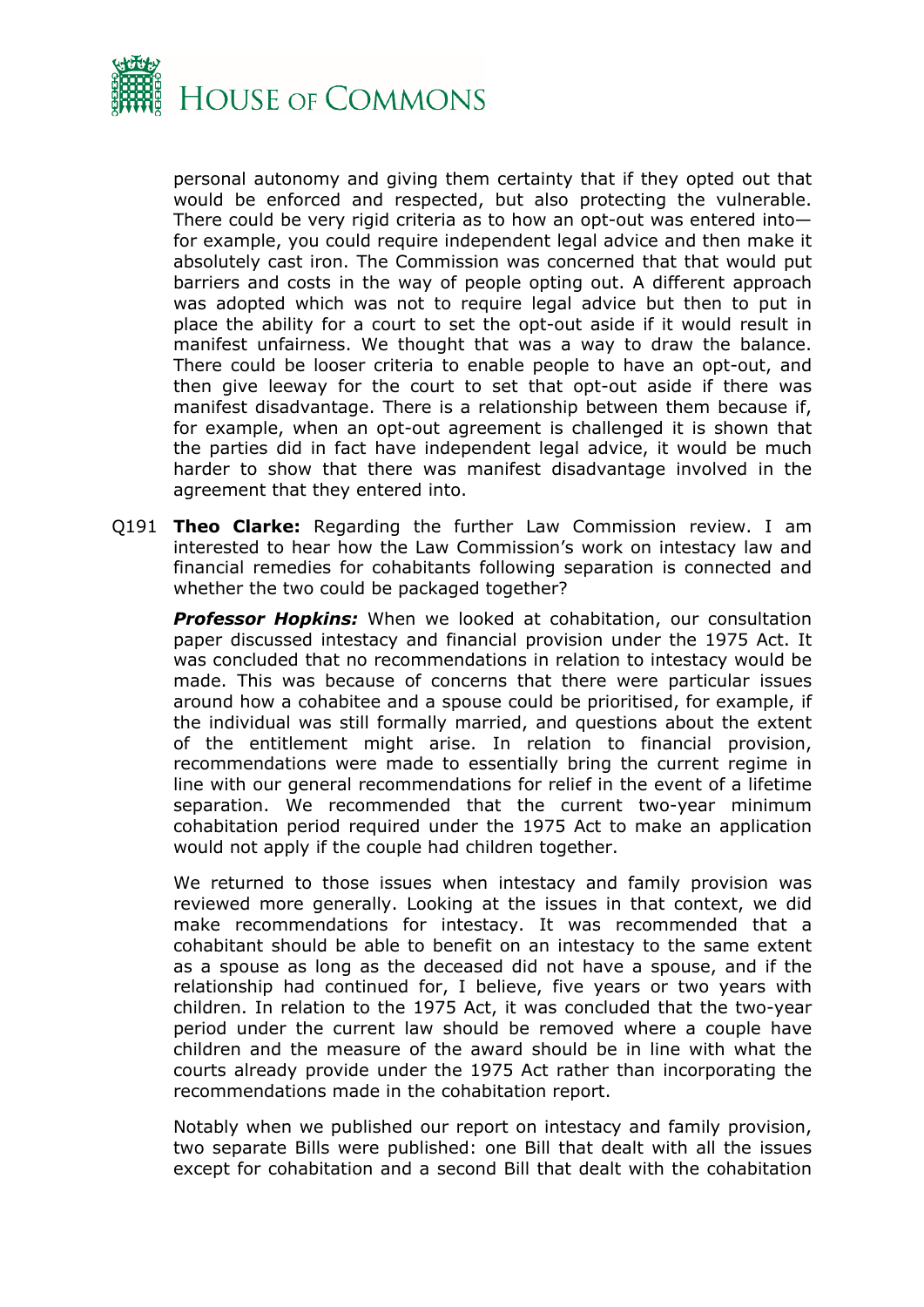personal autonomy and giving them certainty that if they opted out that would be enforced and respected, but also protecting the vulnerable. There could be very rigid criteria as to how an opt-out was entered into—for example, you could require independent legal advice and then make it absolutely cast iron. The Commission was concerned that that would put barriers and costs in the way of people opting out. A different approach was adopted which was not to require legal advice but then to put in place the ability for a court to set the opt-out aside if it would result in manifest unfairness. We thought that was a way to draw the balance. There could be looser criteria to enable people to have an opt-out, and then give leeway for the court to set that opt-out aside if there was manifest disadvantage. There is a relationship between them because if, for example, when an opt-out agreement is challenged it is shown that the parties did in fact have independent legal advice, it would be much harder to show that there was manifest disadvantage involved in the agreement that they entered into.

Q191 **Theo Clarke:** Regarding the further Law Commission review. I am interested to hear how the Law Commission's work on intestacy law and financial remedies for cohabitants following separation is connected and whether the two could be packaged together?

***Professor Hopkins:*** When we looked at cohabitation, our consultation paper discussed intestacy and financial provision under the 1975 Act. It was concluded that no recommendations in relation to intestacy would be made. This was because of concerns that there were particular issues around how a cohabitee and a spouse could be prioritised, for example, if the individual was still formally married, and questions about the extent of the entitlement might arise. In relation to financial provision, recommendations were made to essentially bring the current regime in line with our general recommendations for relief in the event of a lifetime separation. We recommended that the current two-year minimum cohabitation period required under the 1975 Act to make an application would not apply if the couple had children together.

We returned to those issues when intestacy and family provision was reviewed more generally. Looking at the issues in that context, we did make recommendations for intestacy. It was recommended that a cohabitant should be able to benefit on an intestacy to the same extent as a spouse as long as the deceased did not have a spouse, and if the relationship had continued for, I believe, five years or two years with children. In relation to the 1975 Act, it was concluded that the two-year period under the current law should be removed where a couple have children and the measure of the award should be in line with what the courts already provide under the 1975 Act rather than incorporating the recommendations made in the cohabitation report.

Notably when we published our report on intestacy and family provision, two separate Bills were published: one Bill that dealt with all the issues except for cohabitation and a second Bill that dealt with the cohabitation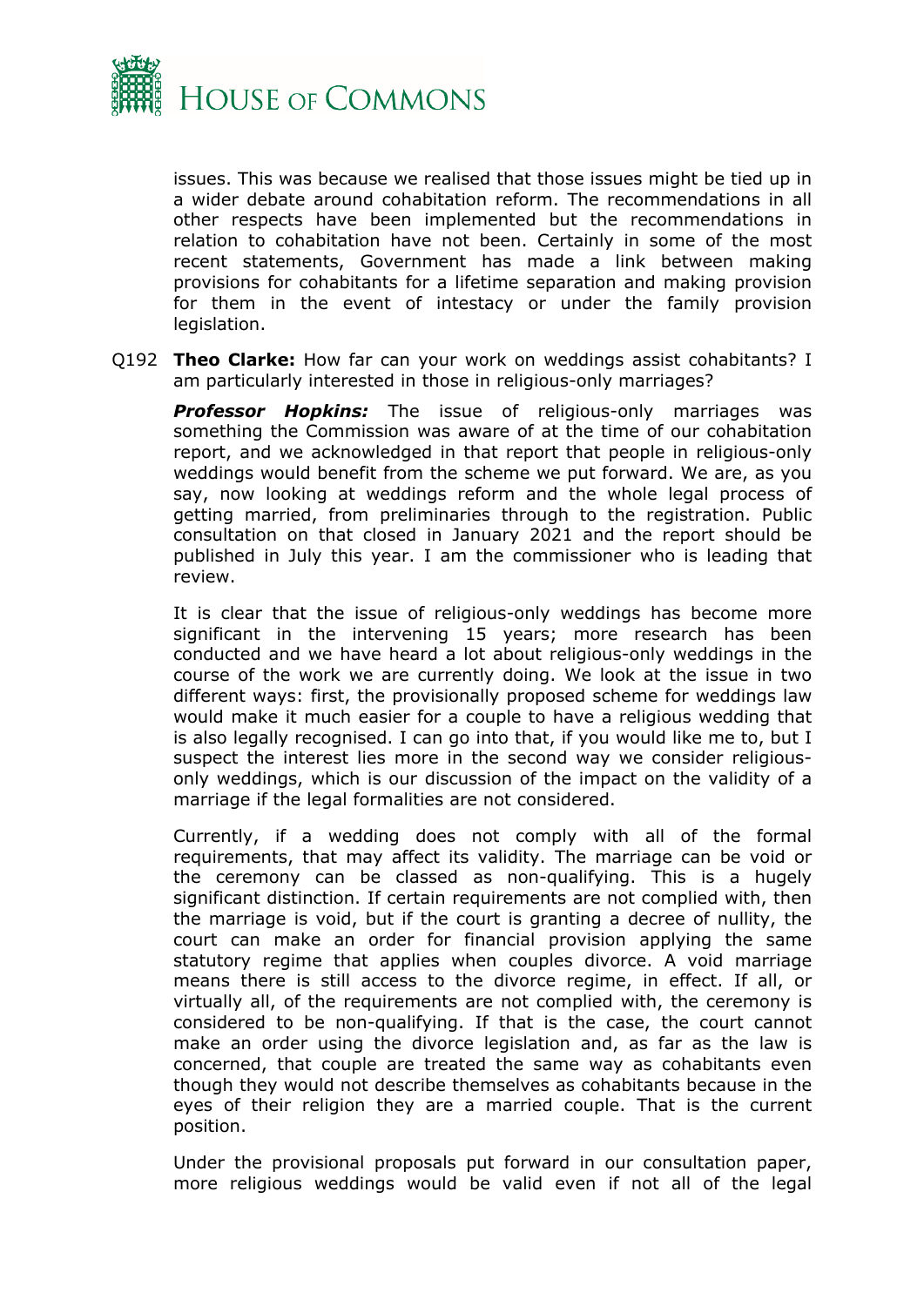issues. This was because we realised that those issues might be tied up in a wider debate around cohabitation reform. The recommendations in all other respects have been implemented but the recommendations in relation to cohabitation have not been. Certainly in some of the most recent statements, Government has made a link between making provisions for cohabitants for a lifetime separation and making provision for them in the event of intestacy or under the family provision legislation.

Q192 **Theo Clarke:** How far can your work on weddings assist cohabitants? I am particularly interested in those in religious-only marriages?

***Professor Hopkins:*** The issue of religious-only marriages was something the Commission was aware of at the time of our cohabitation report, and we acknowledged in that report that people in religious-only weddings would benefit from the scheme we put forward. We are, as you say, now looking at weddings reform and the whole legal process of getting married, from preliminaries through to the registration. Public consultation on that closed in January 2021 and the report should be published in July this year. I am the commissioner who is leading that review.

It is clear that the issue of religious-only weddings has become more significant in the intervening 15 years; more research has been conducted and we have heard a lot about religious-only weddings in the course of the work we are currently doing. We look at the issue in two different ways: first, the provisionally proposed scheme for weddings law would make it much easier for a couple to have a religious wedding that is also legally recognised. I can go into that, if you would like me to, but I suspect the interest lies more in the second way we consider religious-only weddings, which is our discussion of the impact on the validity of a marriage if the legal formalities are not considered.

Currently, if a wedding does not comply with all of the formal requirements, that may affect its validity. The marriage can be void or the ceremony can be classed as non-qualifying. This is a hugely significant distinction. If certain requirements are not complied with, then the marriage is void, but if the court is granting a decree of nullity, the court can make an order for financial provision applying the same statutory regime that applies when couples divorce. A void marriage means there is still access to the divorce regime, in effect. If all, or virtually all, of the requirements are not complied with, the ceremony is considered to be non-qualifying. If that is the case, the court cannot make an order using the divorce legislation and, as far as the law is concerned, that couple are treated the same way as cohabitants even though they would not describe themselves as cohabitants because in the eyes of their religion they are a married couple. That is the current position.

Under the provisional proposals put forward in our consultation paper, more religious weddings would be valid even if not all of the legal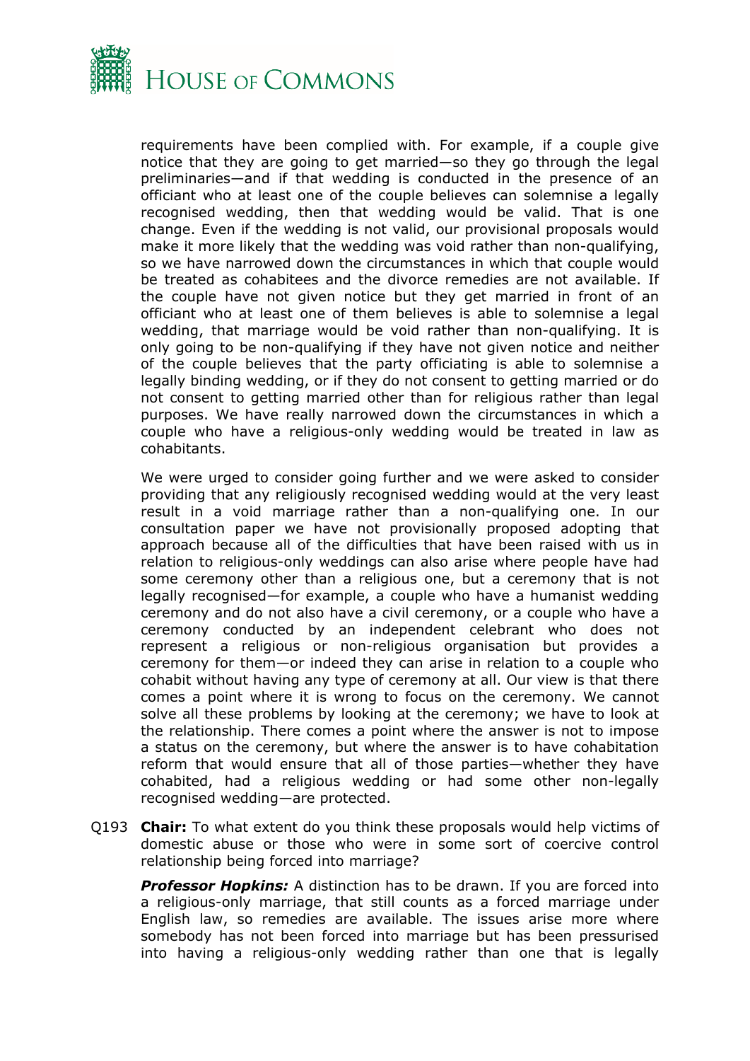requirements have been complied with. For example, if a couple give notice that they are going to get married—so they go through the legal preliminaries—and if that wedding is conducted in the presence of an officiant who at least one of the couple believes can solemnise a legally recognised wedding, then that wedding would be valid. That is one change. Even if the wedding is not valid, our provisional proposals would make it more likely that the wedding was void rather than non-qualifying, so we have narrowed down the circumstances in which that couple would be treated as cohabitees and the divorce remedies are not available. If the couple have not given notice but they get married in front of an officiant who at least one of them believes is able to solemnise a legal wedding, that marriage would be void rather than non-qualifying. It is only going to be non-qualifying if they have not given notice and neither of the couple believes that the party officiating is able to solemnise a legally binding wedding, or if they do not consent to getting married or do not consent to getting married other than for religious rather than legal purposes. We have really narrowed down the circumstances in which a couple who have a religious-only wedding would be treated in law as cohabitants.

We were urged to consider going further and we were asked to consider providing that any religiously recognised wedding would at the very least result in a void marriage rather than a non-qualifying one. In our consultation paper we have not provisionally proposed adopting that approach because all of the difficulties that have been raised with us in relation to religious-only weddings can also arise where people have had some ceremony other than a religious one, but a ceremony that is not legally recognised—for example, a couple who have a humanist wedding ceremony and do not also have a civil ceremony, or a couple who have a ceremony conducted by an independent celebrant who does not represent a religious or non-religious organisation but provides a ceremony for them—or indeed they can arise in relation to a couple who cohabit without having any type of ceremony at all. Our view is that there comes a point where it is wrong to focus on the ceremony. We cannot solve all these problems by looking at the ceremony; we have to look at the relationship. There comes a point where the answer is not to impose a status on the ceremony, but where the answer is to have cohabitation reform that would ensure that all of those parties—whether they have cohabited, had a religious wedding or had some other non-legally recognised wedding—are protected.

Q193 **Chair:** To what extent do you think these proposals would help victims of domestic abuse or those who were in some sort of coercive control relationship being forced into marriage?

***Professor Hopkins:*** A distinction has to be drawn. If you are forced into a religious-only marriage, that still counts as a forced marriage under English law, so remedies are available. The issues arise more where somebody has not been forced into marriage but has been pressurised into having a religious-only wedding rather than one that is legally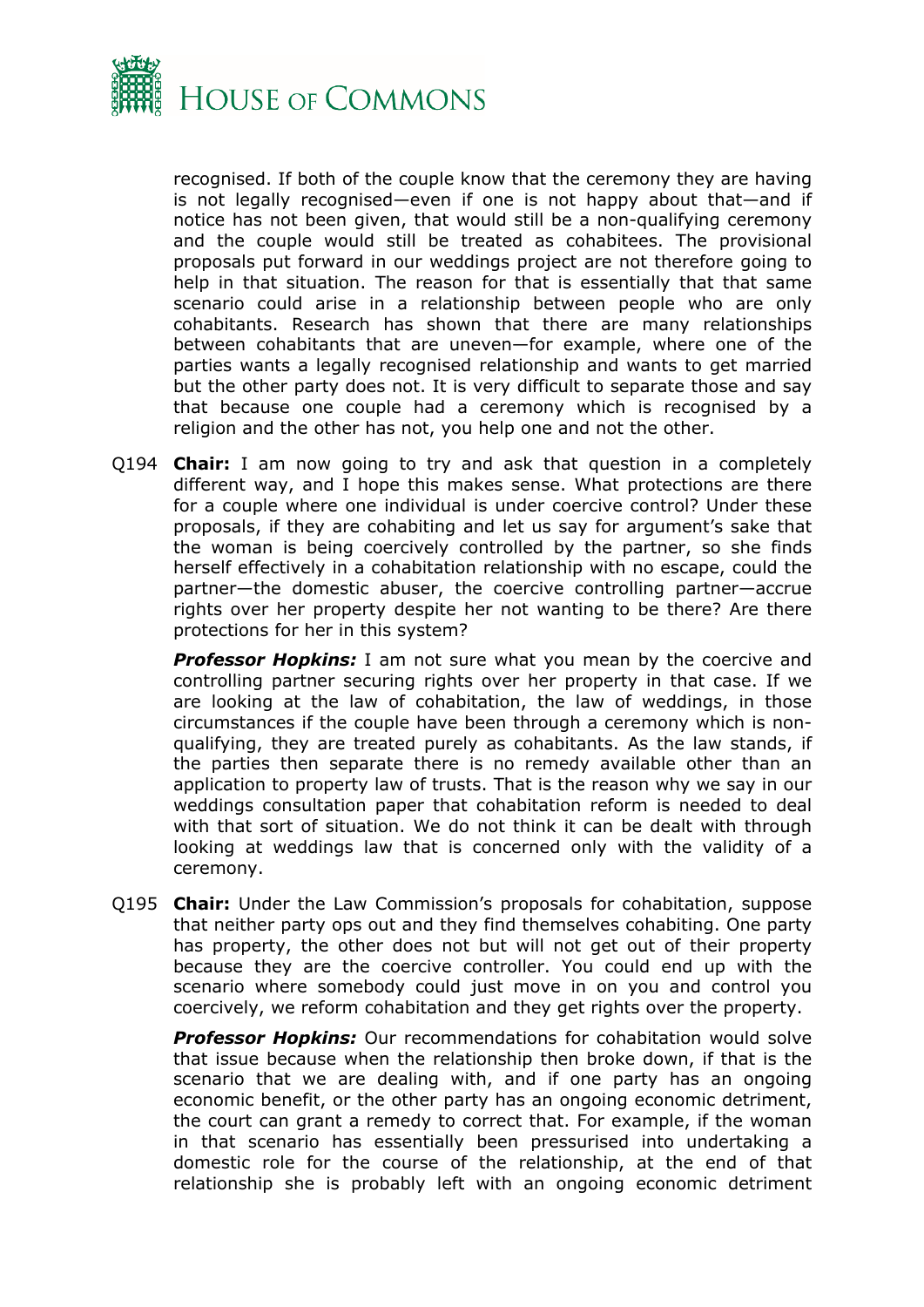recognised. If both of the couple know that the ceremony they are having is not legally recognised—even if one is not happy about that—and if notice has not been given, that would still be a non-qualifying ceremony and the couple would still be treated as cohabitees. The provisional proposals put forward in our weddings project are not therefore going to help in that situation. The reason for that is essentially that that same scenario could arise in a relationship between people who are only cohabitants. Research has shown that there are many relationships between cohabitants that are uneven—for example, where one of the parties wants a legally recognised relationship and wants to get married but the other party does not. It is very difficult to separate those and say that because one couple had a ceremony which is recognised by a religion and the other has not, you help one and not the other.

Q194 **Chair:** I am now going to try and ask that question in a completely different way, and I hope this makes sense. What protections are there for a couple where one individual is under coercive control? Under these proposals, if they are cohabiting and let us say for argument's sake that the woman is being coercively controlled by the partner, so she finds herself effectively in a cohabitation relationship with no escape, could the partner—the domestic abuser, the coercive controlling partner—accrue rights over her property despite her not wanting to be there? Are there protections for her in this system?

***Professor Hopkins:*** I am not sure what you mean by the coercive and controlling partner securing rights over her property in that case. If we are looking at the law of cohabitation, the law of weddings, in those circumstances if the couple have been through a ceremony which is non-qualifying, they are treated purely as cohabitants. As the law stands, if the parties then separate there is no remedy available other than an application to property law of trusts. That is the reason why we say in our weddings consultation paper that cohabitation reform is needed to deal with that sort of situation. We do not think it can be dealt with through looking at weddings law that is concerned only with the validity of a ceremony.

Q195 **Chair:** Under the Law Commission's proposals for cohabitation, suppose that neither party ops out and they find themselves cohabiting. One party has property, the other does not but will not get out of their property because they are the coercive controller. You could end up with the scenario where somebody could just move in on you and control you coercively, we reform cohabitation and they get rights over the property.

***Professor Hopkins:*** Our recommendations for cohabitation would solve that issue because when the relationship then broke down, if that is the scenario that we are dealing with, and if one party has an ongoing economic benefit, or the other party has an ongoing economic detriment, the court can grant a remedy to correct that. For example, if the woman in that scenario has essentially been pressurised into undertaking a domestic role for the course of the relationship, at the end of that relationship she is probably left with an ongoing economic detriment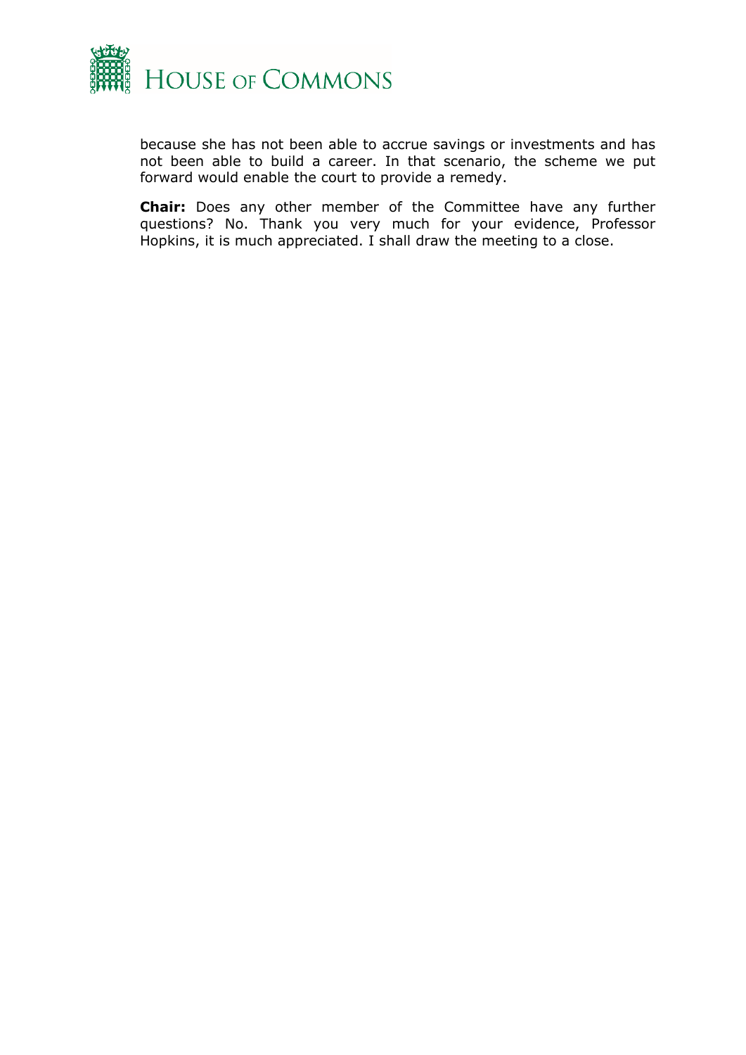because she has not been able to accrue savings or investments and has not been able to build a career. In that scenario, the scheme we put forward would enable the court to provide a remedy.

**Chair:** Does any other member of the Committee have any further questions? No. Thank you very much for your evidence, Professor Hopkins, it is much appreciated. I shall draw the meeting to a close.